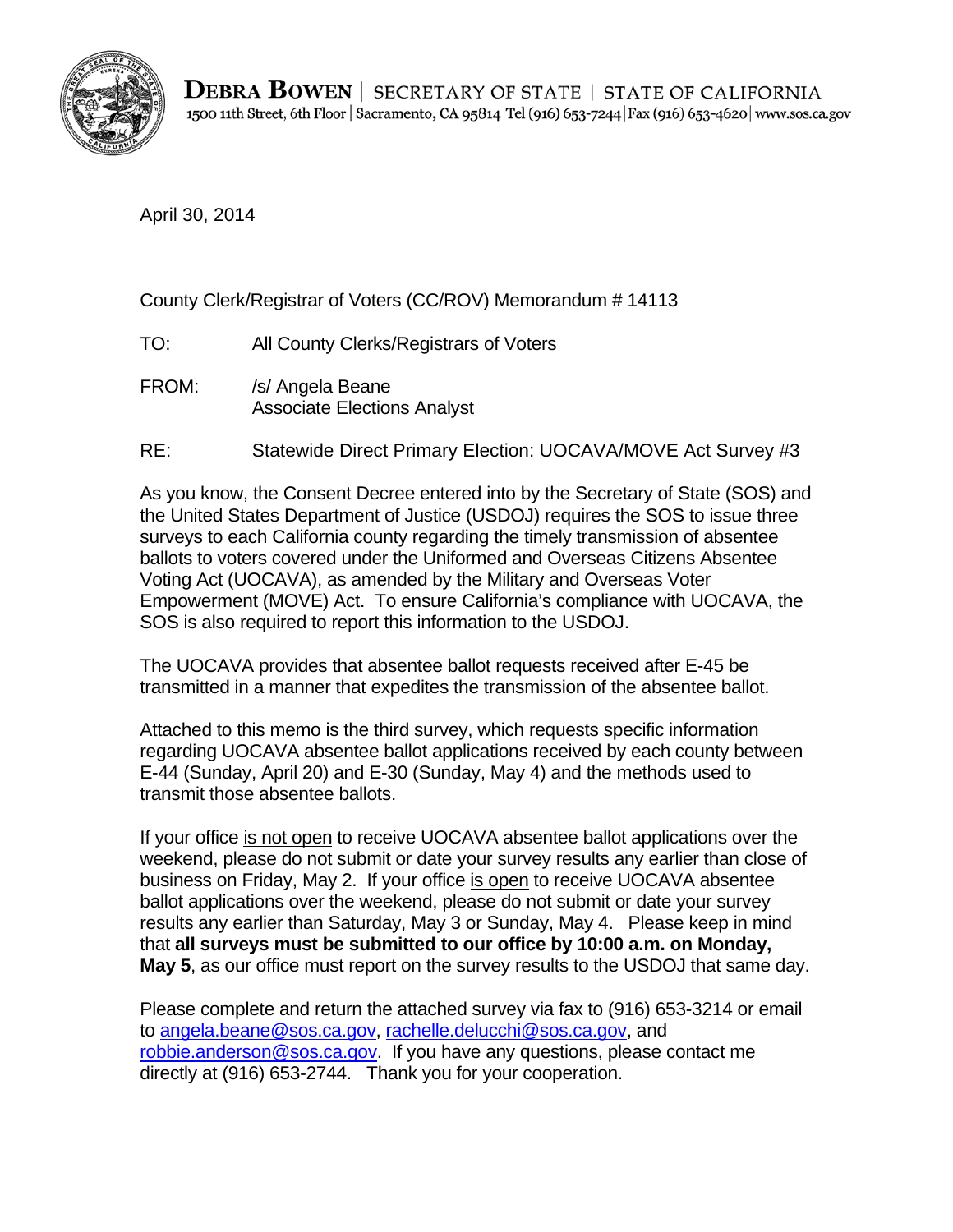**DEBRA BOWEN** | SECRETARY OF STATE | STATE OF CALIFORNIA
1500 11th Street, 6th Floor | Sacramento, CA 95814 | Tel (916) 653-7244 | Fax (916) 653-4620 | www.sos.ca.gov

April 30, 2014

County Clerk/Registrar of Voters (CC/ROV) Memorandum # 14113

TO: All County Clerks/Registrars of Voters

FROM: /s/ Angela Beane
Associate Elections Analyst

RE: Statewide Direct Primary Election: UOCAVA/MOVE Act Survey #3

As you know, the Consent Decree entered into by the Secretary of State (SOS) and the United States Department of Justice (USDOJ) requires the SOS to issue three surveys to each California county regarding the timely transmission of absentee ballots to voters covered under the Uniformed and Overseas Citizens Absentee Voting Act (UOCAVA), as amended by the Military and Overseas Voter Empowerment (MOVE) Act. To ensure California's compliance with UOCAVA, the SOS is also required to report this information to the USDOJ.

The UOCAVA provides that absentee ballot requests received after E-45 be transmitted in a manner that expedites the transmission of the absentee ballot.

Attached to this memo is the third survey, which requests specific information regarding UOCAVA absentee ballot applications received by each county between E-44 (Sunday, April 20) and E-30 (Sunday, May 4) and the methods used to transmit those absentee ballots.

If your office is not open to receive UOCAVA absentee ballot applications over the weekend, please do not submit or date your survey results any earlier than close of business on Friday, May 2. If your office is open to receive UOCAVA absentee ballot applications over the weekend, please do not submit or date your survey results any earlier than Saturday, May 3 or Sunday, May 4. Please keep in mind that **all surveys must be submitted to our office by 10:00 a.m. on Monday, May 5**, as our office must report on the survey results to the USDOJ that same day.

Please complete and return the attached survey via fax to (916) 653-3214 or email to angela.beane@sos.ca.gov, rachelle.delucchi@sos.ca.gov, and robbie.anderson@sos.ca.gov. If you have any questions, please contact me directly at (916) 653-2744. Thank you for your cooperation.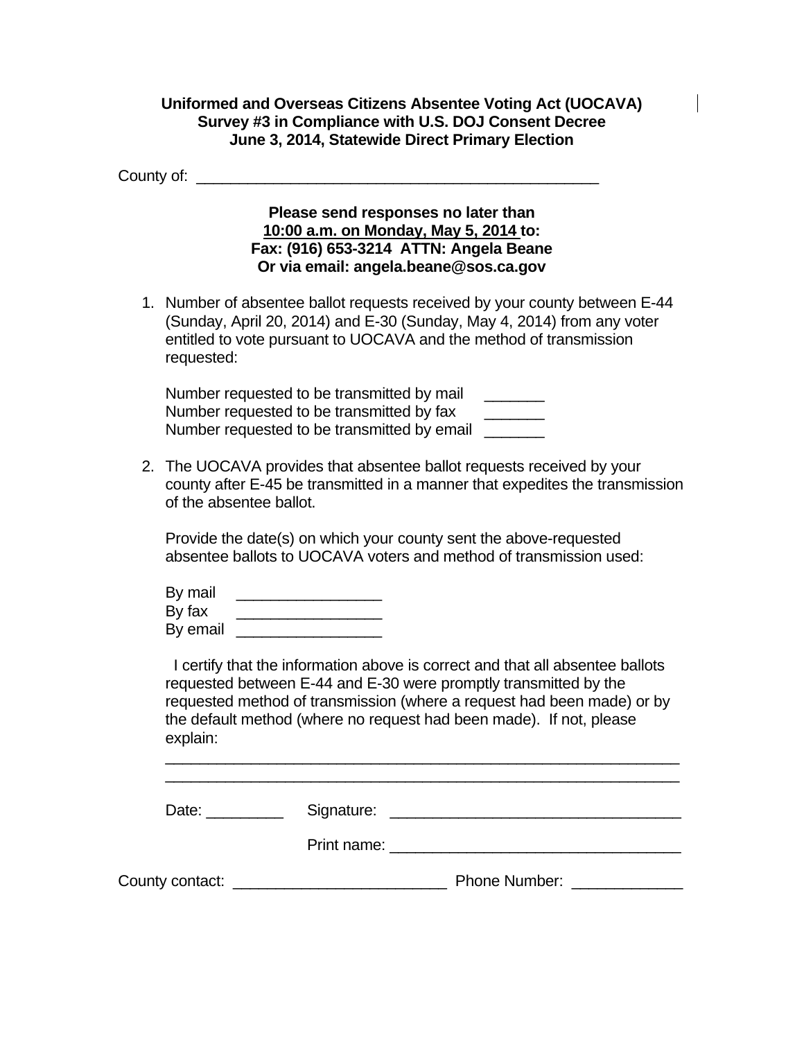**Uniformed and Overseas Citizens Absentee Voting Act (UOCAVA)**
**Survey #3 in Compliance with U.S. DOJ Consent Decree**
**June 3, 2014, Statewide Direct Primary Election**

County of: ______________________________________________

**Please send responses no later than**
**10:00 a.m. on Monday, May 5, 2014 to:**
**Fax: (916) 653-3214 ATTN: Angela Beane**
**Or via email: angela.beane@sos.ca.gov**

1. Number of absentee ballot requests received by your county between E-44 (Sunday, April 20, 2014) and E-30 (Sunday, May 4, 2014) from any voter entitled to vote pursuant to UOCAVA and the method of transmission requested:

   Number requested to be transmitted by mail _______
   Number requested to be transmitted by fax _______
   Number requested to be transmitted by email _______

2. The UOCAVA provides that absentee ballot requests received by your county after E-45 be transmitted in a manner that expedites the transmission of the absentee ballot.

   Provide the date(s) on which your county sent the above-requested absentee ballots to UOCAVA voters and method of transmission used:

   By mail ________________
   By fax ________________
   By email ________________

   I certify that the information above is correct and that all absentee ballots requested between E-44 and E-30 were promptly transmitted by the requested method of transmission (where a request had been made) or by the default method (where no request had been made). If not, please explain:
   ____________________________________________________________
   ____________________________________________________________

   Date: _________ Signature: _________________________________

   Print name: _________________________________

County contact: ________________________ Phone Number: ____________